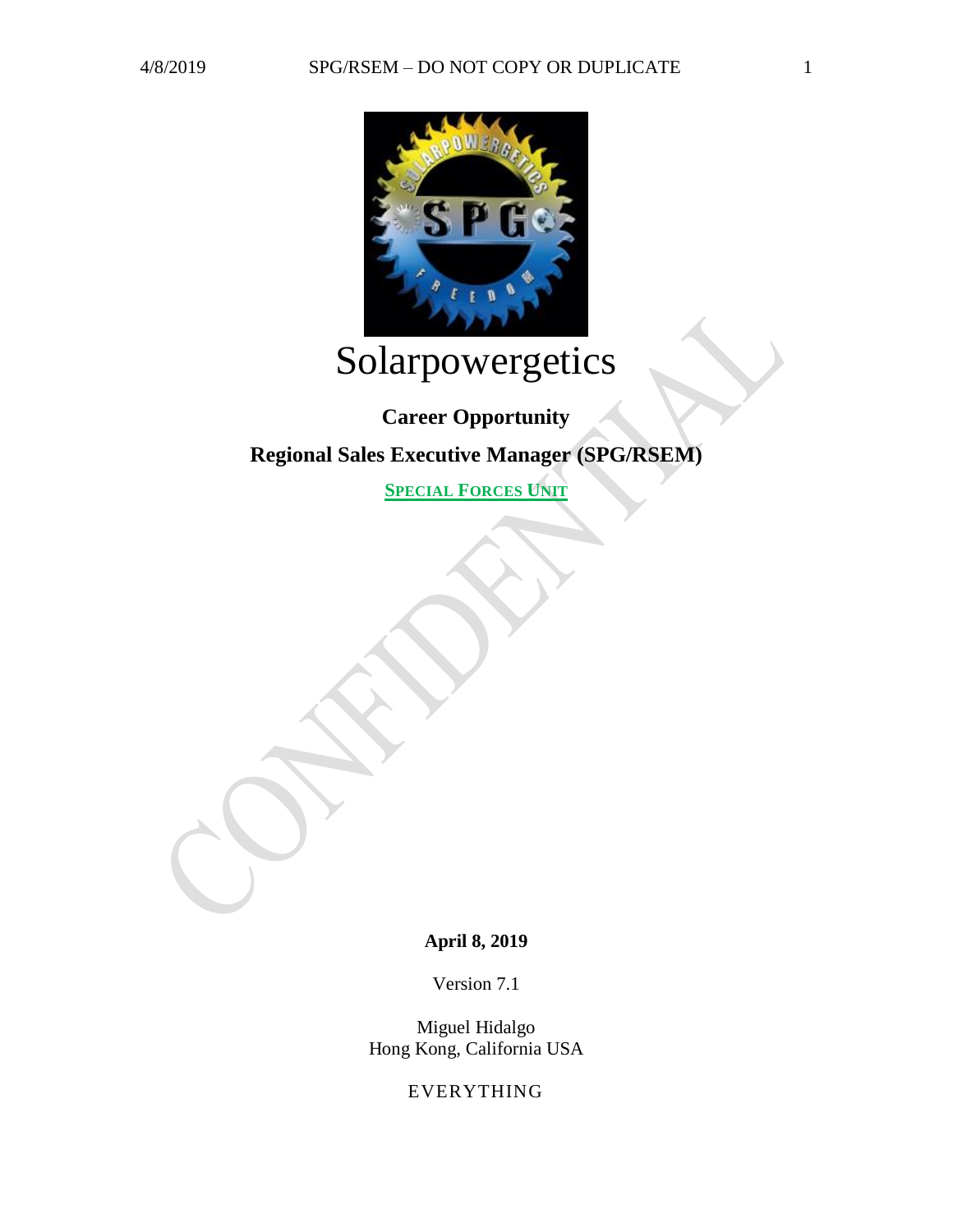# Solarpowergetics

**Career Opportunity**

**Regional Sales Executive Manager (SPG/RSEM)**

**SPECIAL FORCES UNIT**

**April 8, 2019**

Version 7.1

Miguel Hidalgo
Hong Kong, California USA

EVERYTHING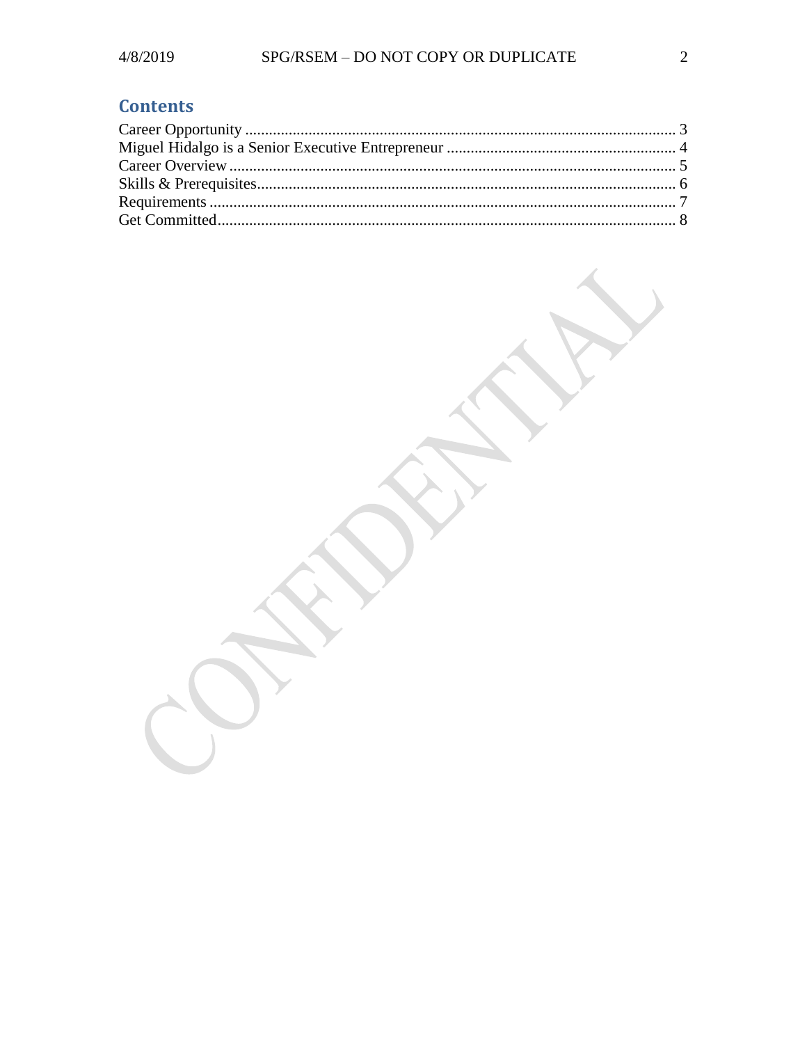## Contents

Career Opportunity ........................................................................................................... 3
Miguel Hidalgo is a Senior Executive Entrepreneur ......................................................... 4
Career Overview .............................................................................................................. 5
Skills & Prerequisites........................................................................................................ 6
Requirements ................................................................................................................... 7
Get Committed.................................................................................................................. 8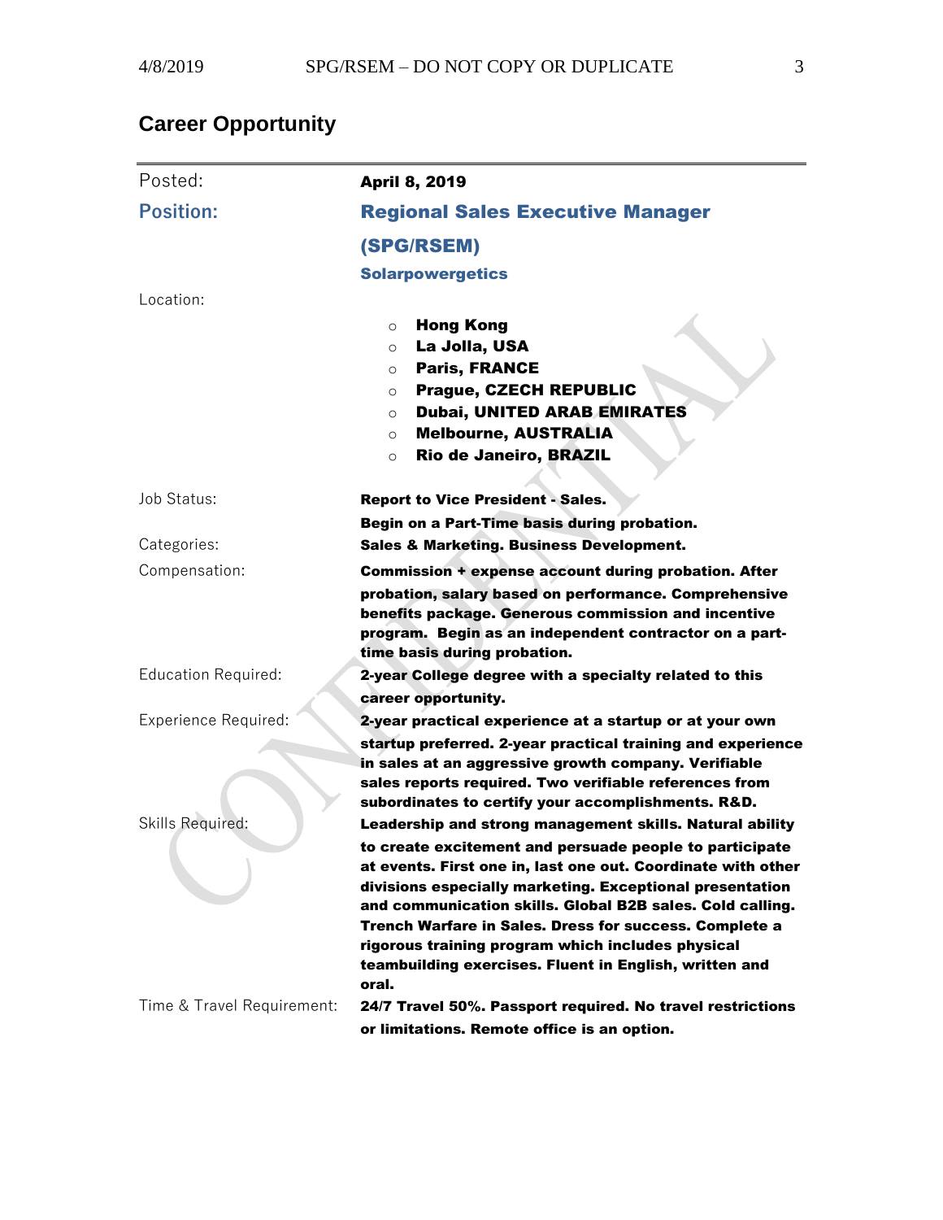## Career Opportunity

| | |
|---|---|
| Posted: | **April 8, 2019** |
| **Position:** | **Regional Sales Executive Manager (SPG/RSEM)** <br> **Solarpowergetics** |
| Location: | ○ **Hong Kong** <br> ○ **La Jolla, USA** <br> ○ **Paris, FRANCE** <br> ○ **Prague, CZECH REPUBLIC** <br> ○ **Dubai, UNITED ARAB EMIRATES** <br> ○ **Melbourne, AUSTRALIA** <br> ○ **Rio de Janeiro, BRAZIL** |
| Job Status: | **Report to Vice President - Sales.** <br> **Begin on a Part-Time basis during probation.** |
| Categories: | **Sales & Marketing. Business Development.** |
| Compensation: | **Commission + expense account during probation. After probation, salary based on performance. Comprehensive benefits package. Generous commission and incentive program. Begin as an independent contractor on a part-time basis during probation.** |
| Education Required: | **2-year College degree with a specialty related to this career opportunity.** |
| Experience Required: | **2-year practical experience at a startup or at your own startup preferred. 2-year practical training and experience in sales at an aggressive growth company. Verifiable sales reports required. Two verifiable references from subordinates to certify your accomplishments. R&D.** |
| Skills Required: | **Leadership and strong management skills. Natural ability to create excitement and persuade people to participate at events. First one in, last one out. Coordinate with other divisions especially marketing. Exceptional presentation and communication skills. Global B2B sales. Cold calling. Trench Warfare in Sales. Dress for success. Complete a rigorous training program which includes physical teambuilding exercises. Fluent in English, written and oral.** |
| Time & Travel Requirement: | **24/7 Travel 50%. Passport required. No travel restrictions or limitations. Remote office is an option.** |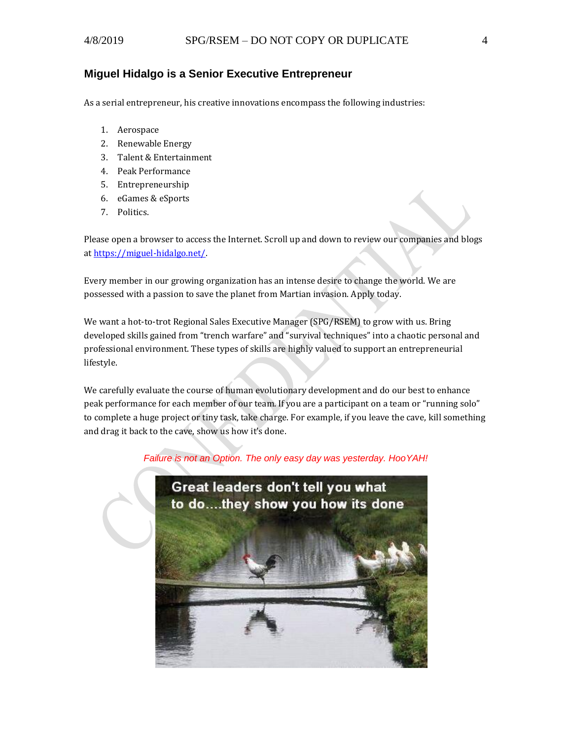## Miguel Hidalgo is a Senior Executive Entrepreneur

As a serial entrepreneur, his creative innovations encompass the following industries:

1. Aerospace
2. Renewable Energy
3. Talent & Entertainment
4. Peak Performance
5. Entrepreneurship
6. eGames & eSports
7. Politics.

Please open a browser to access the Internet. Scroll up and down to review our companies and blogs at [https://miguel-hidalgo.net/](https://miguel-hidalgo.net/).

Every member in our growing organization has an intense desire to change the world. We are possessed with a passion to save the planet from Martian invasion. Apply today.

We want a hot-to-trot Regional Sales Executive Manager (SPG/RSEM) to grow with us. Bring developed skills gained from "trench warfare" and "survival techniques" into a chaotic personal and professional environment. These types of skills are highly valued to support an entrepreneurial lifestyle.

We carefully evaluate the course of human evolutionary development and do our best to enhance peak performance for each member of our team. If you are a participant on a team or "running solo" to complete a huge project or tiny task, take charge. For example, if you leave the cave, kill something and drag it back to the cave, show us how it's done.

*Failure is not an Option. The only easy day was yesterday. HooYAH!*

Great leaders don't tell you what to do....they show you how its done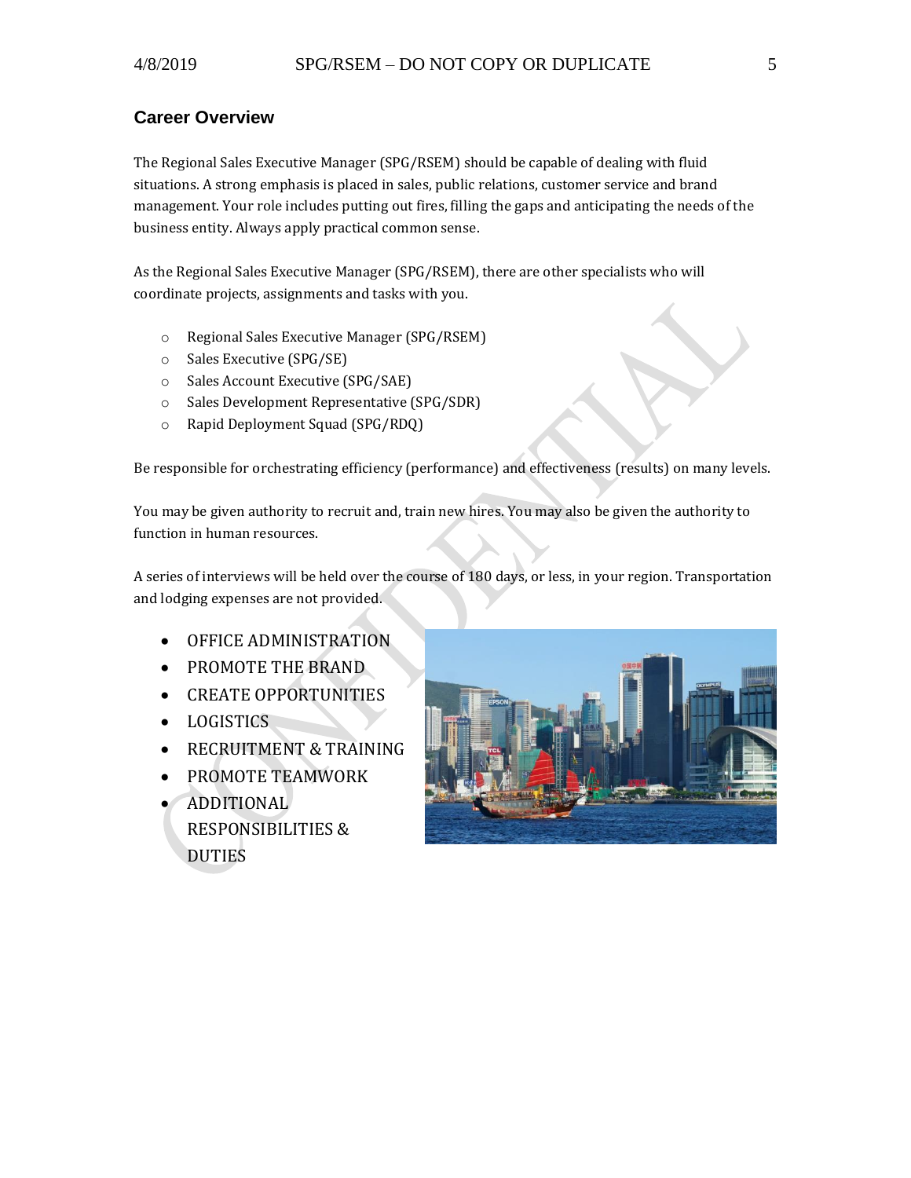## Career Overview

The Regional Sales Executive Manager (SPG/RSEM) should be capable of dealing with fluid situations. A strong emphasis is placed in sales, public relations, customer service and brand management. Your role includes putting out fires, filling the gaps and anticipating the needs of the business entity. Always apply practical common sense.

As the Regional Sales Executive Manager (SPG/RSEM), there are other specialists who will coordinate projects, assignments and tasks with you.

- Regional Sales Executive Manager (SPG/RSEM)
- Sales Executive (SPG/SE)
- Sales Account Executive (SPG/SAE)
- Sales Development Representative (SPG/SDR)
- Rapid Deployment Squad (SPG/RDQ)

Be responsible for orchestrating efficiency (performance) and effectiveness (results) on many levels.

You may be given authority to recruit and, train new hires. You may also be given the authority to function in human resources.

A series of interviews will be held over the course of 180 days, or less, in your region. Transportation and lodging expenses are not provided.

- OFFICE ADMINISTRATION
- PROMOTE THE BRAND
- CREATE OPPORTUNITIES
- LOGISTICS
- RECRUITMENT & TRAINING
- PROMOTE TEAMWORK
- ADDITIONAL RESPONSIBILITIES & DUTIES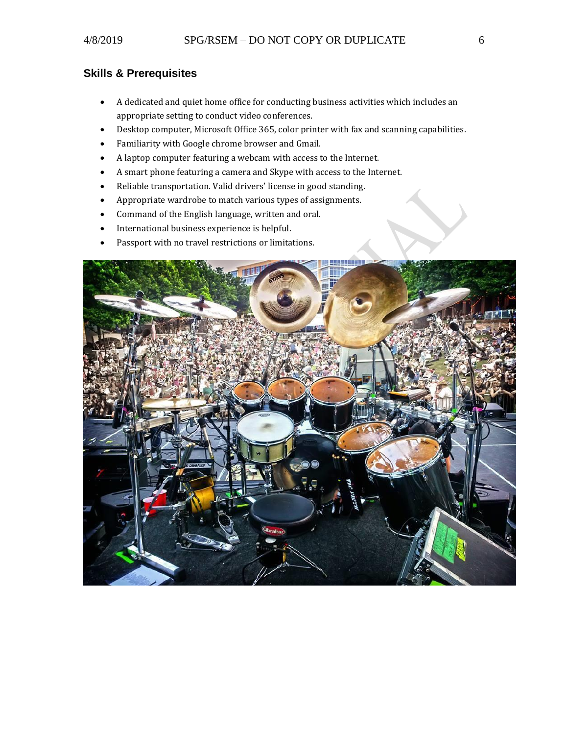## Skills & Prerequisites

- A dedicated and quiet home office for conducting business activities which includes an appropriate setting to conduct video conferences.
- Desktop computer, Microsoft Office 365, color printer with fax and scanning capabilities.
- Familiarity with Google chrome browser and Gmail.
- A laptop computer featuring a webcam with access to the Internet.
- A smart phone featuring a camera and Skype with access to the Internet.
- Reliable transportation. Valid drivers' license in good standing.
- Appropriate wardrobe to match various types of assignments.
- Command of the English language, written and oral.
- International business experience is helpful.
- Passport with no travel restrictions or limitations.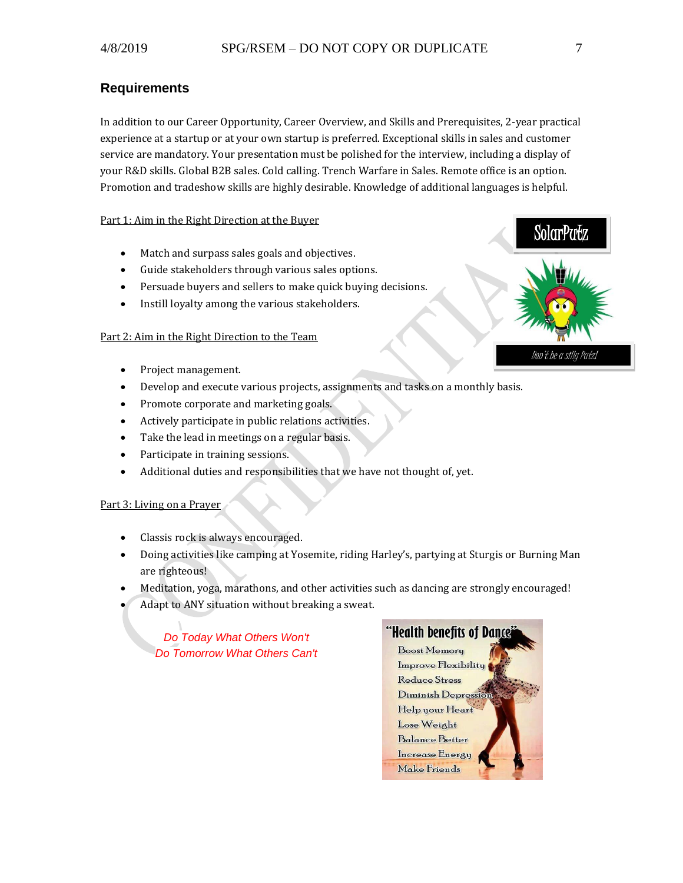## Requirements

In addition to our Career Opportunity, Career Overview, and Skills and Prerequisites, 2-year practical experience at a startup or at your own startup is preferred. Exceptional skills in sales and customer service are mandatory. Your presentation must be polished for the interview, including a display of your R&D skills. Global B2B sales. Cold calling. Trench Warfare in Sales. Remote office is an option. Promotion and tradeshow skills are highly desirable. Knowledge of additional languages is helpful.

Part 1: Aim in the Right Direction at the Buyer

- Match and surpass sales goals and objectives.
- Guide stakeholders through various sales options.
- Persuade buyers and sellers to make quick buying decisions.
- Instill loyalty among the various stakeholders.

Part 2: Aim in the Right Direction to the Team

- Project management.
- Develop and execute various projects, assignments and tasks on a monthly basis.
- Promote corporate and marketing goals.
- Actively participate in public relations activities.
- Take the lead in meetings on a regular basis.
- Participate in training sessions.
- Additional duties and responsibilities that we have not thought of, yet.

Part 3: Living on a Prayer

- Classis rock is always encouraged.
- Doing activities like camping at Yosemite, riding Harley's, partying at Sturgis or Burning Man are righteous!
- Meditation, yoga, marathons, and other activities such as dancing are strongly encouraged!
- Adapt to ANY situation without breaking a sweat.

*Do Today What Others Won't*
*Do Tomorrow What Others Can't*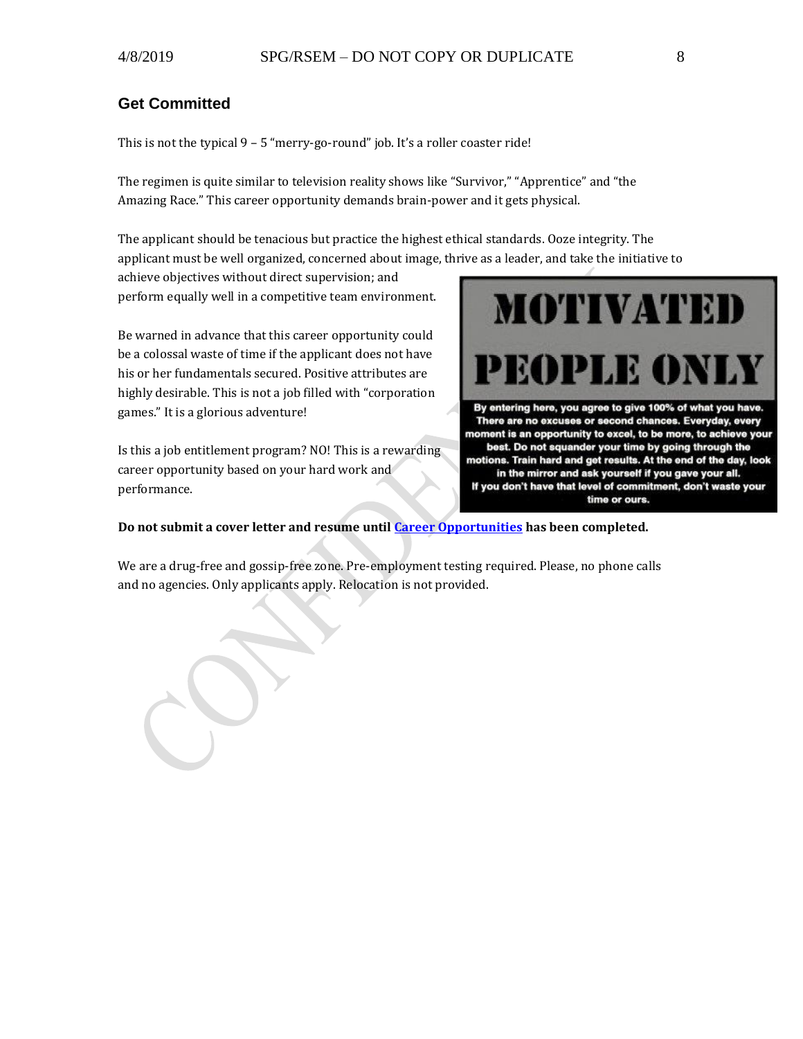## Get Committed

This is not the typical 9 – 5 "merry-go-round" job. It's a roller coaster ride!

The regimen is quite similar to television reality shows like "Survivor," "Apprentice" and "the Amazing Race." This career opportunity demands brain-power and it gets physical.

The applicant should be tenacious but practice the highest ethical standards. Ooze integrity. The applicant must be well organized, concerned about image, thrive as a leader, and take the initiative to achieve objectives without direct supervision; and perform equally well in a competitive team environment.

Be warned in advance that this career opportunity could be a colossal waste of time if the applicant does not have his or her fundamentals secured. Positive attributes are highly desirable. This is not a job filled with "corporation games." It is a glorious adventure!

Is this a job entitlement program? NO! This is a rewarding career opportunity based on your hard work and performance.

MOTIVATED PEOPLE ONLY

By entering here, you agree to give 100% of what you have. There are no excuses or second chances. Everyday, every moment is an opportunity to excel, to be more, to achieve your best. Do not squander your time by going through the motions. Train hard and get results. At the end of the day, look in the mirror and ask yourself if you gave your all. If you don't have that level of commitment, don't waste your time or ours.

**Do not submit a cover letter and resume until Career Opportunities has been completed.**

We are a drug-free and gossip-free zone. Pre-employment testing required. Please, no phone calls and no agencies. Only applicants apply. Relocation is not provided.